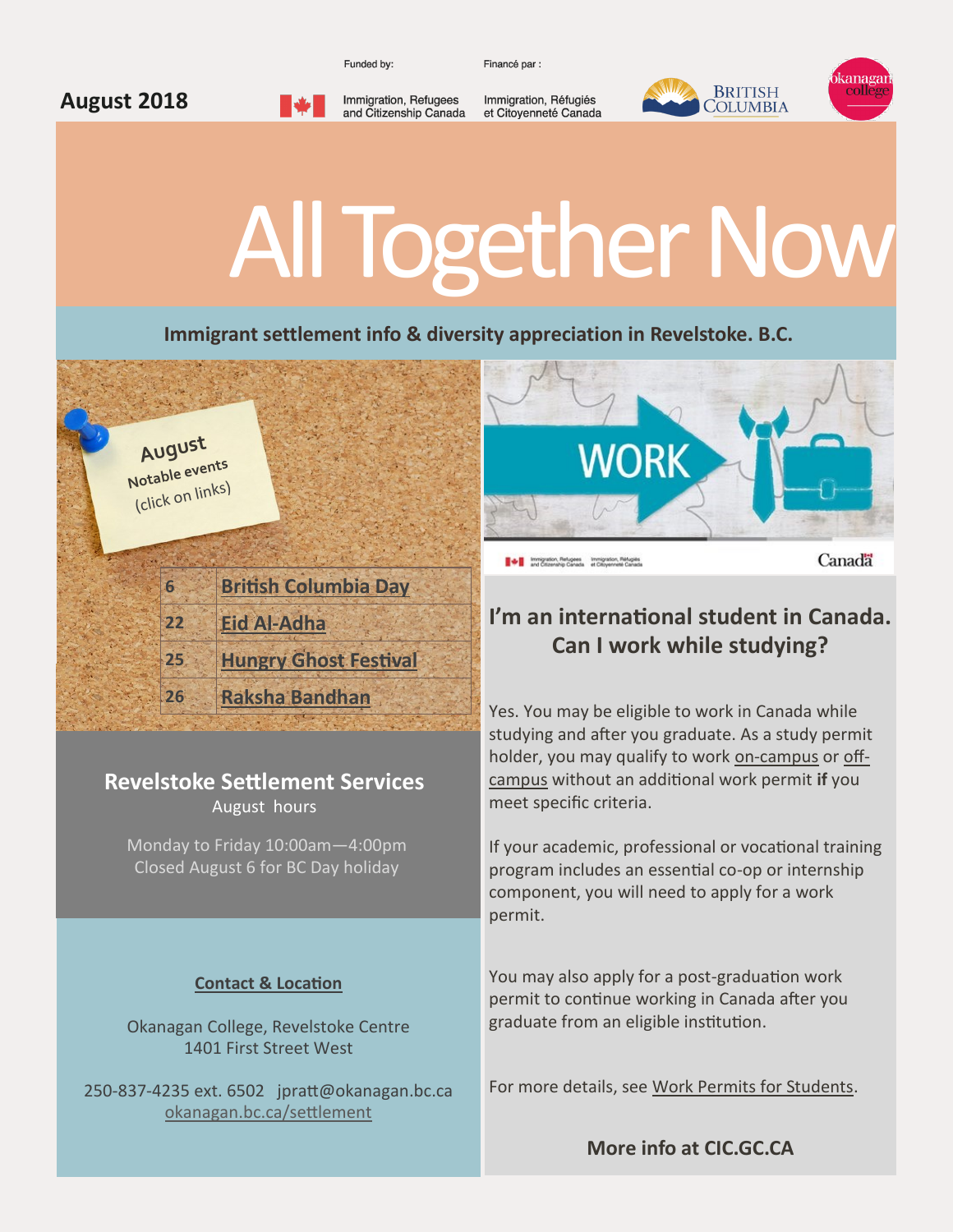August 2018

Funded by: Immigration, Refugees and Citizenship Canada

Financé par : Immigration, Réfugiés et Citoyenneté Canada

British Columbia

Okanagan College

# All Together Now

**Immigrant settlement info & diversity appreciation in Revelstoke. B.C.**

August
Notable events
(click on links)

| | |
|---|---|
| 6 | British Columbia Day |
| 22 | Eid Al-Adha |
| 25 | Hungry Ghost Festival |
| 26 | Raksha Bandhan |

## Revelstoke Settlement Services

August hours

Monday to Friday 10:00am—4:00pm
Closed August 6 for BC Day holiday

**Contact & Location**

Okanagan College, Revelstoke Centre
1401 First Street West

250-837-4235 ext. 6502 jpratt@okanagan.bc.ca
okanagan.bc.ca/settlement

WORK

Immigration, Refugees and Citizenship Canada — Immigration, Réfugiés et Citoyenneté Canada — Canada

## I'm an international student in Canada. Can I work while studying?

Yes. You may be eligible to work in Canada while studying and after you graduate. As a study permit holder, you may qualify to work on-campus or off-campus without an additional work permit **if** you meet specific criteria.

If your academic, professional or vocational training program includes an essential co-op or internship component, you will need to apply for a work permit.

You may also apply for a post-graduation work permit to continue working in Canada after you graduate from an eligible institution.

For more details, see Work Permits for Students.

**More info at CIC.GC.CA**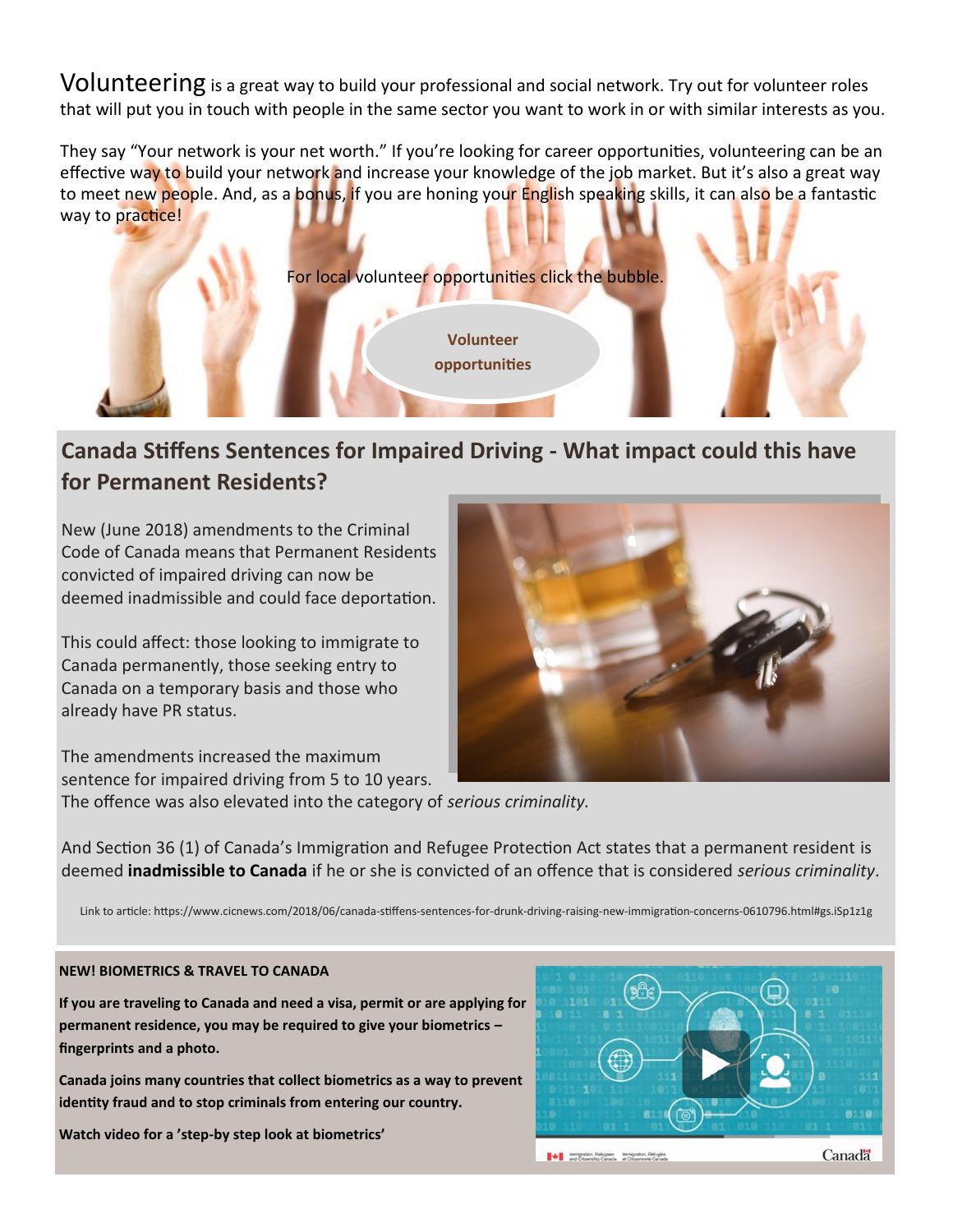**Volunteering** is a great way to build your professional and social network. Try out for volunteer roles that will put you in touch with people in the same sector you want to work in or with similar interests as you.

They say "Your network is your net worth." If you're looking for career opportunities, volunteering can be an effective way to build your network and increase your knowledge of the job market. But it's also a great way to meet new people. And, as a bonus, if you are honing your English speaking skills, it can also be a fantastic way to practice!

For local volunteer opportunities click the bubble.

**Volunteer opportunities**

## Canada Stiffens Sentences for Impaired Driving - What impact could this have for Permanent Residents?

New (June 2018) amendments to the Criminal Code of Canada means that Permanent Residents convicted of impaired driving can now be deemed inadmissible and could face deportation.

This could affect: those looking to immigrate to Canada permanently, those seeking entry to Canada on a temporary basis and those who already have PR status.

The amendments increased the maximum sentence for impaired driving from 5 to 10 years. The offence was also elevated into the category of *serious criminality.*

And Section 36 (1) of Canada's Immigration and Refugee Protection Act states that a permanent resident is deemed **inadmissible to Canada** if he or she is convicted of an offence that is considered *serious criminality*.

Link to article: https://www.cicnews.com/2018/06/canada-stiffens-sentences-for-drunk-driving-raising-new-immigration-concerns-0610796.html#gs.iSp1z1g

**NEW! BIOMETRICS & TRAVEL TO CANADA**

**If you are traveling to Canada and need a visa, permit or are applying for permanent residence, you may be required to give your biometrics – fingerprints and a photo.**

**Canada joins many countries that collect biometrics as a way to prevent identity fraud and to stop criminals from entering our country.**

**Watch video for a 'step-by step look at biometrics'**